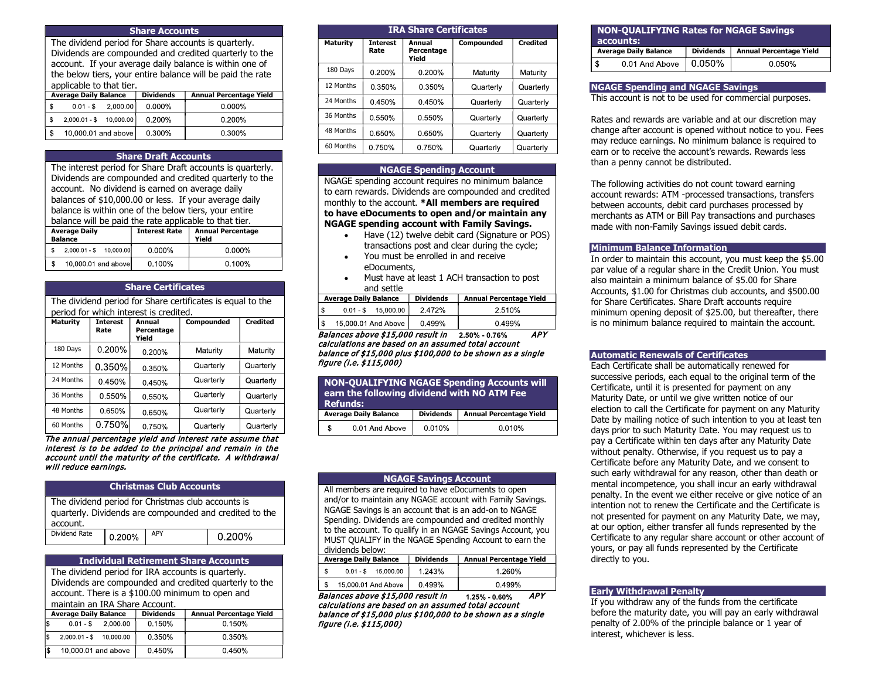## Share Accounts

The dividend period for Share accounts is quarterly. Dividends are compounded and credited quarterly to the account. If your average daily balance is within one of the below tiers, your entire balance will be paid the rate applicable to that tier.

| Average Daily Balance | Dividends | Annual Percentage Yield |
|---|---|---|
| $ 0.01 - $ 2,000.00 | 0.000% | 0.000% |
| $ 2,000.01 - $ 10,000.00 | 0.200% | 0.200% |
| $ 10,000.01 and above | 0.300% | 0.300% |

## Share Draft Accounts

The interest period for Share Draft accounts is quarterly. Dividends are compounded and credited quarterly to the account. No dividend is earned on average daily balances of $10,000.00 or less. If your average daily balance is within one of the below tiers, your entire balance will be paid the rate applicable to that tier.

| Average Daily Balance | Interest Rate | Annual Percentage Yield |
|---|---|---|
| $ 2,000.01 - $ 10,000.00 | 0.000% | 0.000% |
| $ 10,000.01 and above | 0.100% | 0.100% |

## Share Certificates

The dividend period for Share certificates is equal to the period for which interest is credited.

| Maturity | Interest Rate | Annual Percentage Yield | Compounded | Credited |
|---|---|---|---|---|
| 180 Days | 0.200% | 0.200% | Maturity | Maturity |
| 12 Months | 0.350% | 0.350% | Quarterly | Quarterly |
| 24 Months | 0.450% | 0.450% | Quarterly | Quarterly |
| 36 Months | 0.550% | 0.550% | Quarterly | Quarterly |
| 48 Months | 0.650% | 0.650% | Quarterly | Quarterly |
| 60 Months | 0.750% | 0.750% | Quarterly | Quarterly |

*The annual percentage yield and interest rate assume that interest is to be added to the principal and remain in the account until the maturity of the certificate. A withdrawal will reduce earnings.*

## Christmas Club Accounts

The dividend period for Christmas club accounts is quarterly. Dividends are compounded and credited to the account.

| Dividend Rate | 0.200% | APY | 0.200% |
|---|---|---|---|

## Individual Retirement Share Accounts

The dividend period for IRA accounts is quarterly. Dividends are compounded and credited quarterly to the account. There is a $100.00 minimum to open and maintain an IRA Share Account.

| Average Daily Balance | Dividends | Annual Percentage Yield |
|---|---|---|
| $ 0.01 - $ 2,000.00 | 0.150% | 0.150% |
| $ 2,000.01 - $ 10,000.00 | 0.350% | 0.350% |
| $ 10,000.01 and above | 0.450% | 0.450% |

## IRA Share Certificates

| Maturity | Interest Rate | Annual Percentage Yield | Compounded | Credited |
|---|---|---|---|---|
| 180 Days | 0.200% | 0.200% | Maturity | Maturity |
| 12 Months | 0.350% | 0.350% | Quarterly | Quarterly |
| 24 Months | 0.450% | 0.450% | Quarterly | Quarterly |
| 36 Months | 0.550% | 0.550% | Quarterly | Quarterly |
| 48 Months | 0.650% | 0.650% | Quarterly | Quarterly |
| 60 Months | 0.750% | 0.750% | Quarterly | Quarterly |

## NGAGE Spending Account

NGAGE spending account requires no minimum balance to earn rewards. Dividends are compounded and credited monthly to the account. ***All members are required to have eDocuments to open and/or maintain any NGAGE spending account with Family Savings.**

- Have (12) twelve debit card (Signature or POS) transactions post and clear during the cycle;
- You must be enrolled in and receive eDocuments,
- Must have at least 1 ACH transaction to post and settle

| Average Daily Balance | Dividends | Annual Percentage Yield |
|---|---|---|
| $ 0.01 - $ 15,000.00 | 2.472% | 2.510% |
| $ 15,000.01 And Above | 0.499% | 0.499% |

*Balances above $15,000 result in* 2.50% - 0.76% *APY calculations are based on an assumed total account balance of $15,000 plus $100,000 to be shown as a single figure (i.e. $115,000)*

## NON-QUALIFYING NGAGE Spending Accounts will earn the following dividend with NO ATM Fee Refunds:

| Average Daily Balance | Dividends | Annual Percentage Yield |
|---|---|---|
| $ 0.01 And Above | 0.010% | 0.010% |

## NGAGE Savings Account

All members are required to have eDocuments to open and/or to maintain any NGAGE account with Family Savings. NGAGE Savings is an account that is an add-on to NGAGE Spending. Dividends are compounded and credited monthly to the account. To qualify in an NGAGE Savings Account, you MUST QUALIFY in the NGAGE Spending Account to earn the dividends below:

| Average Daily Balance | Dividends | Annual Percentage Yield |
|---|---|---|
| $ 0.01 - $ 15,000.00 | 1.243% | 1.260% |
| $ 15,000.01 And Above | 0.499% | 0.499% |

*Balances above $15,000 result in* 1.25% - 0.60% *APY calculations are based on an assumed total account balance of $15,000 plus $100,000 to be shown as a single figure (i.e. $115,000)*

## NON-QUALIFYING Rates for NGAGE Savings accounts:

| Average Daily Balance | Dividends | Annual Percentage Yield |
|---|---|---|
| $ 0.01 And Above | 0.050% | 0.050% |

## NGAGE Spending and NGAGE Savings

This account is not to be used for commercial purposes.

Rates and rewards are variable and at our discretion may change after account is opened without notice to you. Fees may reduce earnings. No minimum balance is required to earn or to receive the account's rewards. Rewards less than a penny cannot be distributed.

The following activities do not count toward earning account rewards: ATM -processed transactions, transfers between accounts, debit card purchases processed by merchants as ATM or Bill Pay transactions and purchases made with non-Family Savings issued debit cards.

## Minimum Balance Information

In order to maintain this account, you must keep the $5.00 par value of a regular share in the Credit Union. You must also maintain a minimum balance of $5.00 for Share Accounts, $1.00 for Christmas club accounts, and $500.00 for Share Certificates. Share Draft accounts require minimum opening deposit of $25.00, but thereafter, there is no minimum balance required to maintain the account.

## Automatic Renewals of Certificates

Each Certificate shall be automatically renewed for successive periods, each equal to the original term of the Certificate, until it is presented for payment on any Maturity Date, or until we give written notice of our election to call the Certificate for payment on any Maturity Date by mailing notice of such intention to you at least ten days prior to such Maturity Date. You may request us to pay a Certificate within ten days after any Maturity Date without penalty. Otherwise, if you request us to pay a Certificate before any Maturity Date, and we consent to such early withdrawal for any reason, other than death or mental incompetence, you shall incur an early withdrawal penalty. In the event we either receive or give notice of an intention not to renew the Certificate and the Certificate is not presented for payment on any Maturity Date, we may, at our option, either transfer all funds represented by the Certificate to any regular share account or other account of yours, or pay all funds represented by the Certificate directly to you.

## Early Withdrawal Penalty

If you withdraw any of the funds from the certificate before the maturity date, you will pay an early withdrawal penalty of 2.00% of the principle balance or 1 year of interest, whichever is less.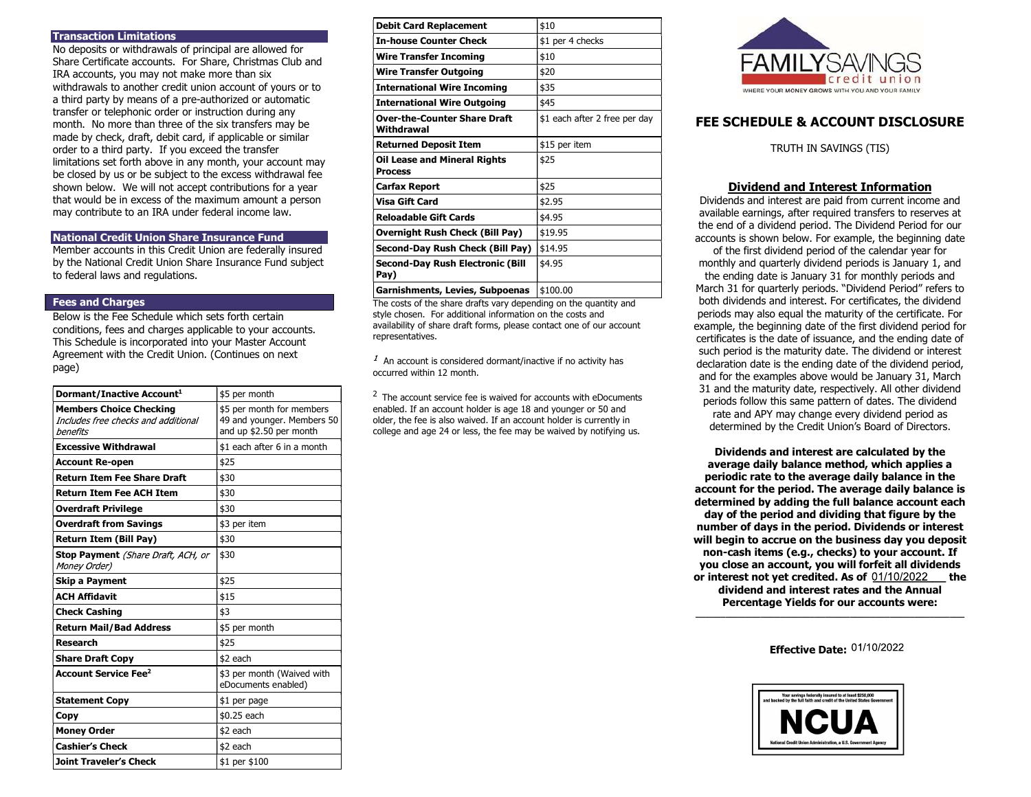## Transaction Limitations

No deposits or withdrawals of principal are allowed for Share Certificate accounts. For Share, Christmas Club and IRA accounts, you may not make more than six withdrawals to another credit union account of yours or to a third party by means of a pre-authorized or automatic transfer or telephonic order or instruction during any month. No more than three of the six transfers may be made by check, draft, debit card, if applicable or similar order to a third party. If you exceed the transfer limitations set forth above in any month, your account may be closed by us or be subject to the excess withdrawal fee shown below. We will not accept contributions for a year that would be in excess of the maximum amount a person may contribute to an IRA under federal income law.

## National Credit Union Share Insurance Fund

Member accounts in this Credit Union are federally insured by the National Credit Union Share Insurance Fund subject to federal laws and regulations.

## Fees and Charges

Below is the Fee Schedule which sets forth certain conditions, fees and charges applicable to your accounts. This Schedule is incorporated into your Master Account Agreement with the Credit Union. (Continues on next page)

| | |
|---|---|
| **Dormant/Inactive Account[1]** | $5 per month |
| **Members Choice Checking** *Includes free checks and additional benefits* | $5 per month for members 49 and younger. Members 50 and up $2.50 per month |
| **Excessive Withdrawal** | $1 each after 6 in a month |
| **Account Re-open** | $25 |
| **Return Item Fee Share Draft** | $30 |
| **Return Item Fee ACH Item** | $30 |
| **Overdraft Privilege** | $30 |
| **Overdraft from Savings** | $3 per item |
| **Return Item (Bill Pay)** | $30 |
| **Stop Payment** *(Share Draft, ACH, or Money Order)* | $30 |
| **Skip a Payment** | $25 |
| **ACH Affidavit** | $15 |
| **Check Cashing** | $3 |
| **Return Mail/Bad Address** | $5 per month |
| **Research** | $25 |
| **Share Draft Copy** | $2 each |
| **Account Service Fee[2]** | $3 per month (Waived with eDocuments enabled) |
| **Statement Copy** | $1 per page |
| **Copy** | $0.25 each |
| **Money Order** | $2 each |
| **Cashier's Check** | $2 each |
| **Joint Traveler's Check** | $1 per $100 |
| **Debit Card Replacement** | $10 |
| **In-house Counter Check** | $1 per 4 checks |
| **Wire Transfer Incoming** | $10 |
| **Wire Transfer Outgoing** | $20 |
| **International Wire Incoming** | $35 |
| **International Wire Outgoing** | $45 |
| **Over-the-Counter Share Draft Withdrawal** | $1 each after 2 free per day |
| **Returned Deposit Item** | $15 per item |
| **Oil Lease and Mineral Rights Process** | $25 |
| **Carfax Report** | $25 |
| **Visa Gift Card** | $2.95 |
| **Reloadable Gift Cards** | $4.95 |
| **Overnight Rush Check (Bill Pay)** | $19.95 |
| **Second-Day Rush Check (Bill Pay)** | $14.95 |
| **Second-Day Rush Electronic (Bill Pay)** | $4.95 |
| **Garnishments, Levies, Subpoenas** | $100.00 |

The costs of the share drafts vary depending on the quantity and style chosen. For additional information on the costs and availability of share draft forms, please contact one of our account representatives.

[1] An account is considered dormant/inactive if no activity has occurred within 12 month.

[2] The account service fee is waived for accounts with eDocuments enabled. If an account holder is age 18 and younger or 50 and older, the fee is also waived. If an account holder is currently in college and age 24 or less, the fee may be waived by notifying us.

FAMILYSAVINGS credit union

WHERE YOUR MONEY GROWS WITH YOU AND YOUR FAMILY

# FEE SCHEDULE & ACCOUNT DISCLOSURE

TRUTH IN SAVINGS (TIS)

## Dividend and Interest Information

Dividends and interest are paid from current income and available earnings, after required transfers to reserves at the end of a dividend period. The Dividend Period for our accounts is shown below. For example, the beginning date of the first dividend period of the calendar year for monthly and quarterly dividend periods is January 1, and the ending date is January 31 for monthly periods and March 31 for quarterly periods. "Dividend Period" refers to both dividends and interest. For certificates, the dividend periods may also equal the maturity of the certificate. For example, the beginning date of the first dividend period for certificates is the date of issuance, and the ending date of such period is the maturity date. The dividend or interest declaration date is the ending date of the dividend period, and for the examples above would be January 31, March 31 and the maturity date, respectively. All other dividend periods follow this same pattern of dates. The dividend rate and APY may change every dividend period as determined by the Credit Union's Board of Directors.

**Dividends and interest are calculated by the average daily balance method, which applies a periodic rate to the average daily balance in the account for the period. The average daily balance is determined by adding the full balance account each day of the period and dividing that figure by the number of days in the period. Dividends or interest will begin to accrue on the business day you deposit non-cash items (e.g., checks) to your account. If you close an account, you will forfeit all dividends or interest not yet credited. As of** 01/10/2022 **the dividend and interest rates and the Annual Percentage Yields for our accounts were:**

**Effective Date:** 01/10/2022

Your savings federally insured to at least $250,000 and backed by the full faith and credit of the United States Government

NCUA

National Credit Union Administration, a U.S. Government Agency